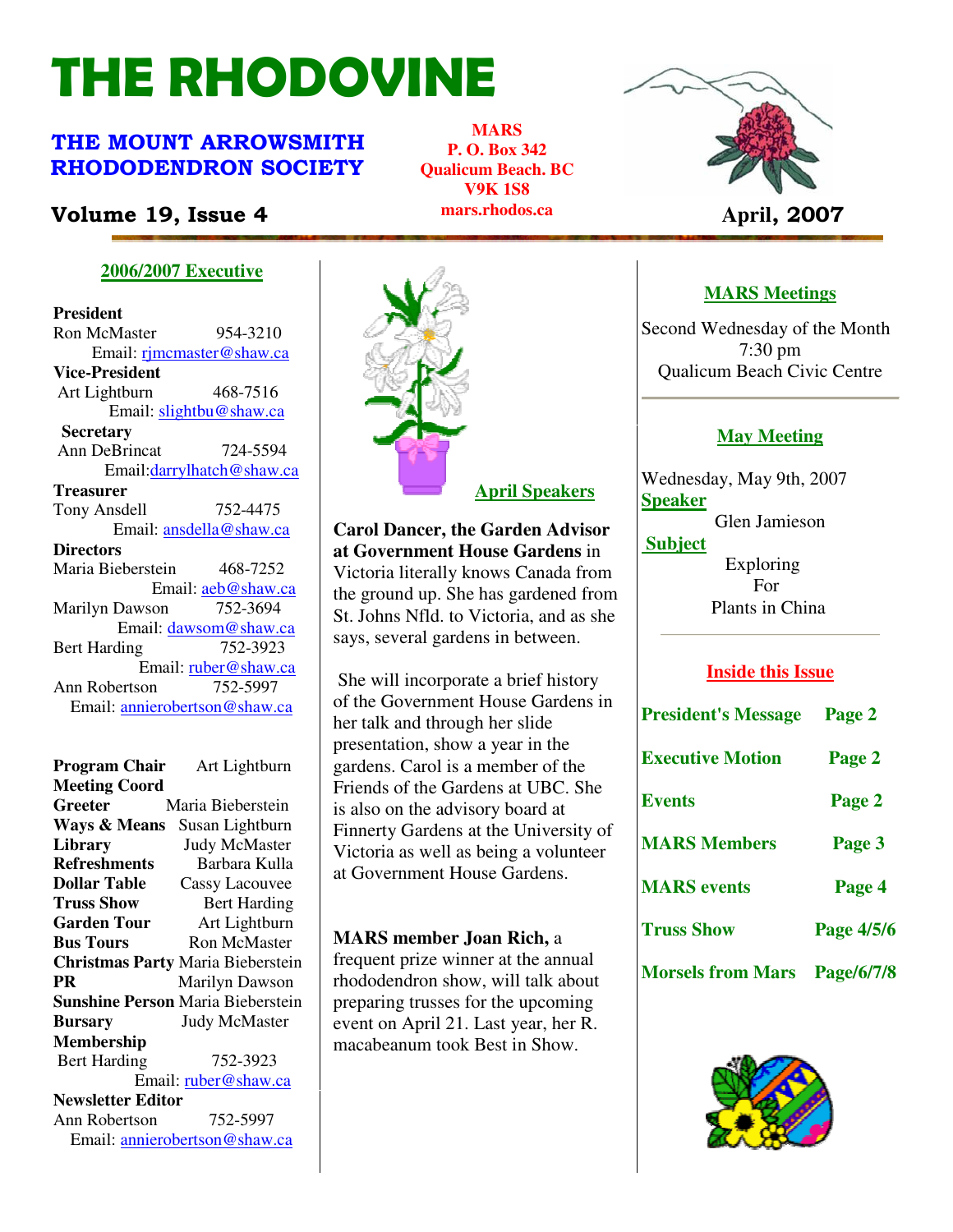# THE RHODOVINE

## THE MOUNT ARROWSMITH RHODODENDRON SOCIETY

**Volume 19, Issue 4**

**MARS**
**P. O. Box 342**
**Qualicum Beach. BC**
**V9K 1S8**
**mars.rhodos.ca**

**April, 2007**

### 2006/2007 Executive

**President**
Ron McMaster 954-3210
Email: rjmcmaster@shaw.ca

**Vice-President**
Art Lightburn 468-7516
Email: slightbu@shaw.ca

**Secretary**
Ann DeBrincat 724-5594
Email: darrylhatch@shaw.ca

**Treasurer**
Tony Ansdell 752-4475
Email: ansdella@shaw.ca

**Directors**
Maria Bieberstein 468-7252
Email: aeb@shaw.ca
Marilyn Dawson 752-3694
Email: dawsom@shaw.ca
Bert Harding 752-3923
Email: ruber@shaw.ca
Ann Robertson 752-5997
Email: annierobertson@shaw.ca

**Program Chair** Art Lightburn
**Meeting Coord**
**Greeter** Maria Bieberstein
**Ways & Means** Susan Lightburn
**Library** Judy McMaster
**Refreshments** Barbara Kulla
**Dollar Table** Cassy Lacouvee
**Truss Show** Bert Harding
**Garden Tour** Art Lightburn
**Bus Tours** Ron McMaster
**Christmas Party** Maria Bieberstein
**PR** Marilyn Dawson
**Sunshine Person** Maria Bieberstein
**Bursary** Judy McMaster
**Membership**
Bert Harding 752-3923
Email: ruber@shaw.ca
**Newsletter Editor**
Ann Robertson 752-5997
Email: annierobertson@shaw.ca

### April Speakers

**Carol Dancer, the Garden Advisor at Government House Gardens** in Victoria literally knows Canada from the ground up. She has gardened from St. Johns Nfld. to Victoria, and as she says, several gardens in between.

She will incorporate a brief history of the Government House Gardens in her talk and through her slide presentation, show a year in the gardens. Carol is a member of the Friends of the Gardens at UBC. She is also on the advisory board at Finnerty Gardens at the University of Victoria as well as being a volunteer at Government House Gardens.

**MARS member Joan Rich,** a frequent prize winner at the annual rhododendron show, will talk about preparing trusses for the upcoming event on April 21. Last year, her R. macabeanum took Best in Show.

### MARS Meetings

Second Wednesday of the Month
7:30 pm
Qualicum Beach Civic Centre

### May Meeting

Wednesday, May 9th, 2007

**Speaker**
Glen Jamieson

**Subject**
Exploring For Plants in China

### Inside this Issue

| | |
|---|---|
| President's Message | Page 2 |
| Executive Motion | Page 2 |
| Events | Page 2 |
| MARS Members | Page 3 |
| MARS events | Page 4 |
| Truss Show | Page 4/5/6 |
| Morsels from Mars | Page/6/7/8 |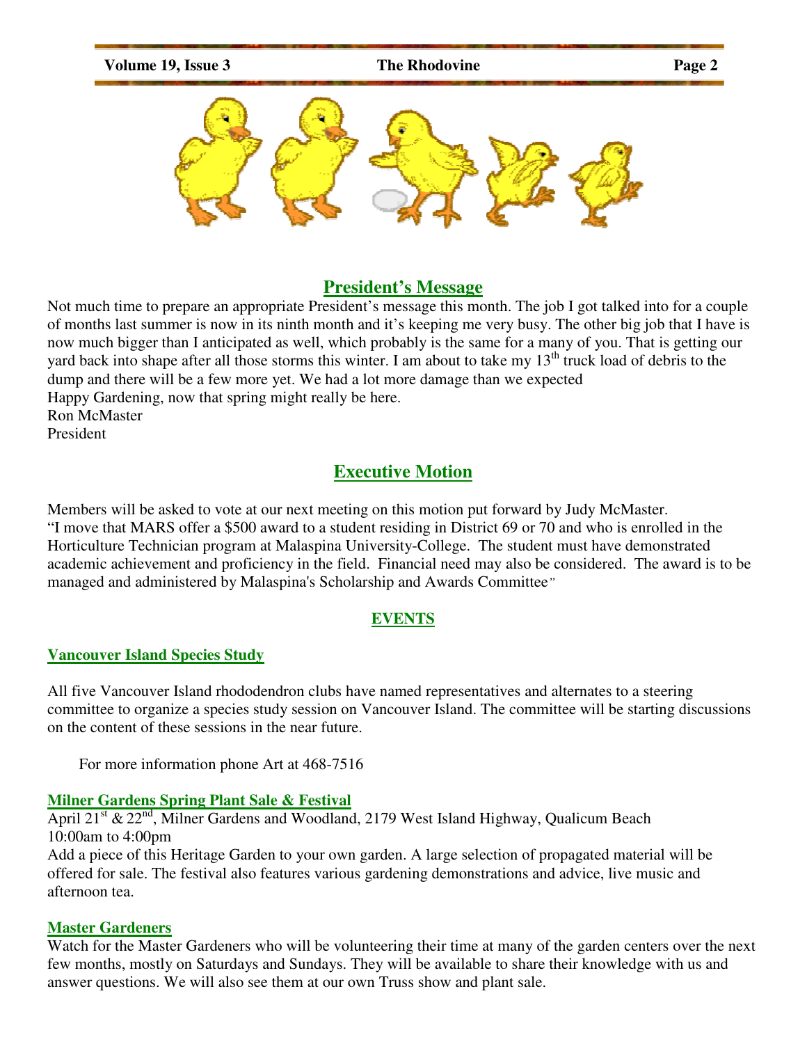## President's Message

Not much time to prepare an appropriate President's message this month. The job I got talked into for a couple of months last summer is now in its ninth month and it's keeping me very busy. The other big job that I have is now much bigger than I anticipated as well, which probably is the same for a many of you. That is getting our yard back into shape after all those storms this winter. I am about to take my 13th truck load of debris to the dump and there will be a few more yet. We had a lot more damage than we expected

Happy Gardening, now that spring might really be here.

Ron McMaster
President

## Executive Motion

Members will be asked to vote at our next meeting on this motion put forward by Judy McMaster.

"I move that MARS offer a $500 award to a student residing in District 69 or 70 and who is enrolled in the Horticulture Technician program at Malaspina University-College. The student must have demonstrated academic achievement and proficiency in the field. Financial need may also be considered. The award is to be managed and administered by Malaspina's Scholarship and Awards Committee"

## EVENTS

### Vancouver Island Species Study

All five Vancouver Island rhododendron clubs have named representatives and alternates to a steering committee to organize a species study session on Vancouver Island. The committee will be starting discussions on the content of these sessions in the near future.

For more information phone Art at 468-7516

### Milner Gardens Spring Plant Sale & Festival

April 21st & 22nd, Milner Gardens and Woodland, 2179 West Island Highway, Qualicum Beach
10:00am to 4:00pm

Add a piece of this Heritage Garden to your own garden. A large selection of propagated material will be offered for sale. The festival also features various gardening demonstrations and advice, live music and afternoon tea.

### Master Gardeners

Watch for the Master Gardeners who will be volunteering their time at many of the garden centers over the next few months, mostly on Saturdays and Sundays. They will be available to share their knowledge with us and answer questions. We will also see them at our own Truss show and plant sale.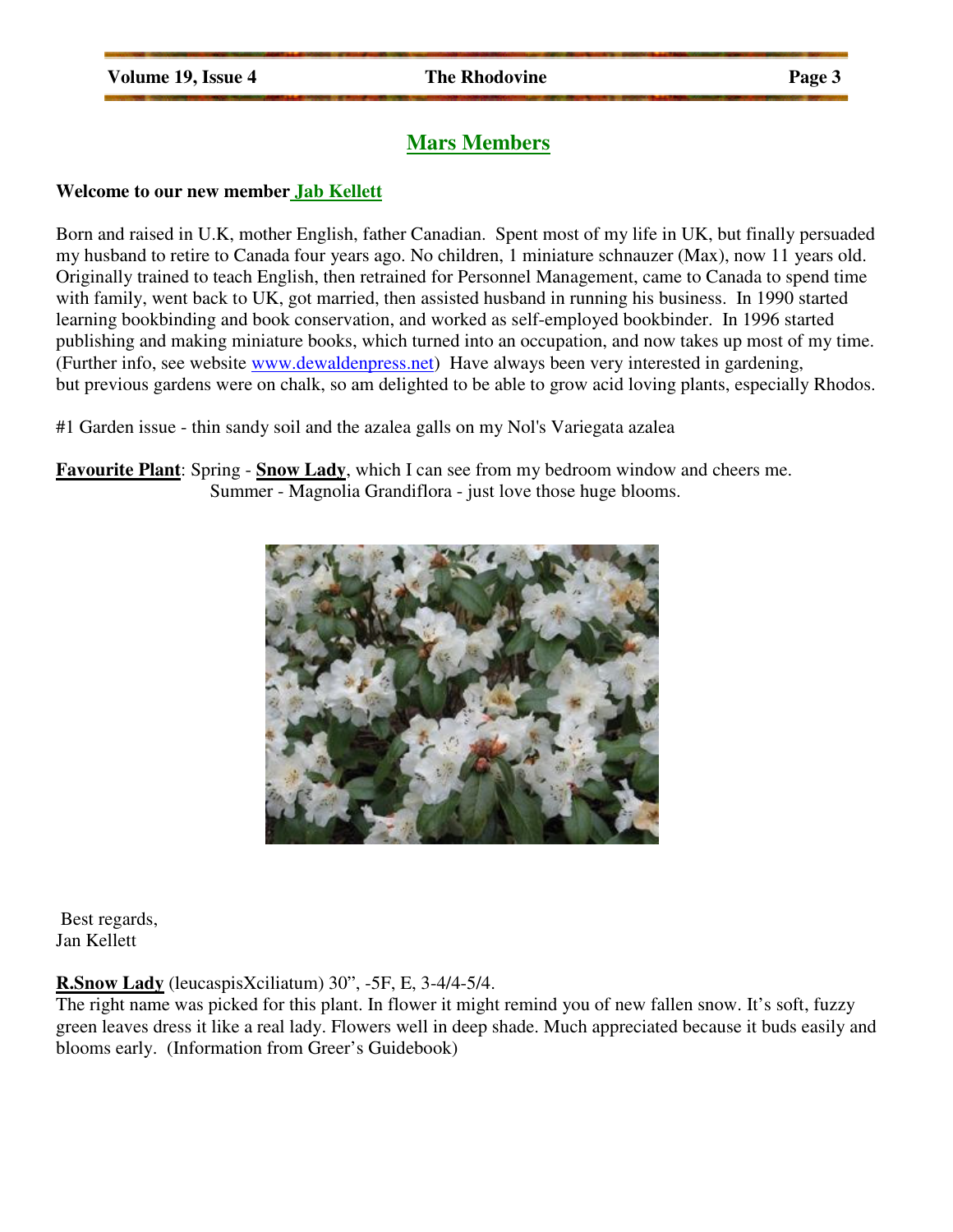## Mars Members

**Welcome to our new member Jab Kellett**

Born and raised in U.K, mother English, father Canadian. Spent most of my life in UK, but finally persuaded my husband to retire to Canada four years ago. No children, 1 miniature schnauzer (Max), now 11 years old. Originally trained to teach English, then retrained for Personnel Management, came to Canada to spend time with family, went back to UK, got married, then assisted husband in running his business. In 1990 started learning bookbinding and book conservation, and worked as self-employed bookbinder. In 1996 started publishing and making miniature books, which turned into an occupation, and now takes up most of my time. (Further info, see website www.dewaldenpress.net) Have always been very interested in gardening, but previous gardens were on chalk, so am delighted to be able to grow acid loving plants, especially Rhodos.

#1 Garden issue - thin sandy soil and the azalea galls on my Nol's Variegata azalea

**Favourite Plant**: Spring - **Snow Lady**, which I can see from my bedroom window and cheers me.
Summer - Magnolia Grandiflora - just love those huge blooms.

Best regards,
Jan Kellett

**R.Snow Lady** (leucaspisXciliatum) 30", -5F, E, 3-4/4-5/4.
The right name was picked for this plant. In flower it might remind you of new fallen snow. It's soft, fuzzy green leaves dress it like a real lady. Flowers well in deep shade. Much appreciated because it buds easily and blooms early. (Information from Greer's Guidebook)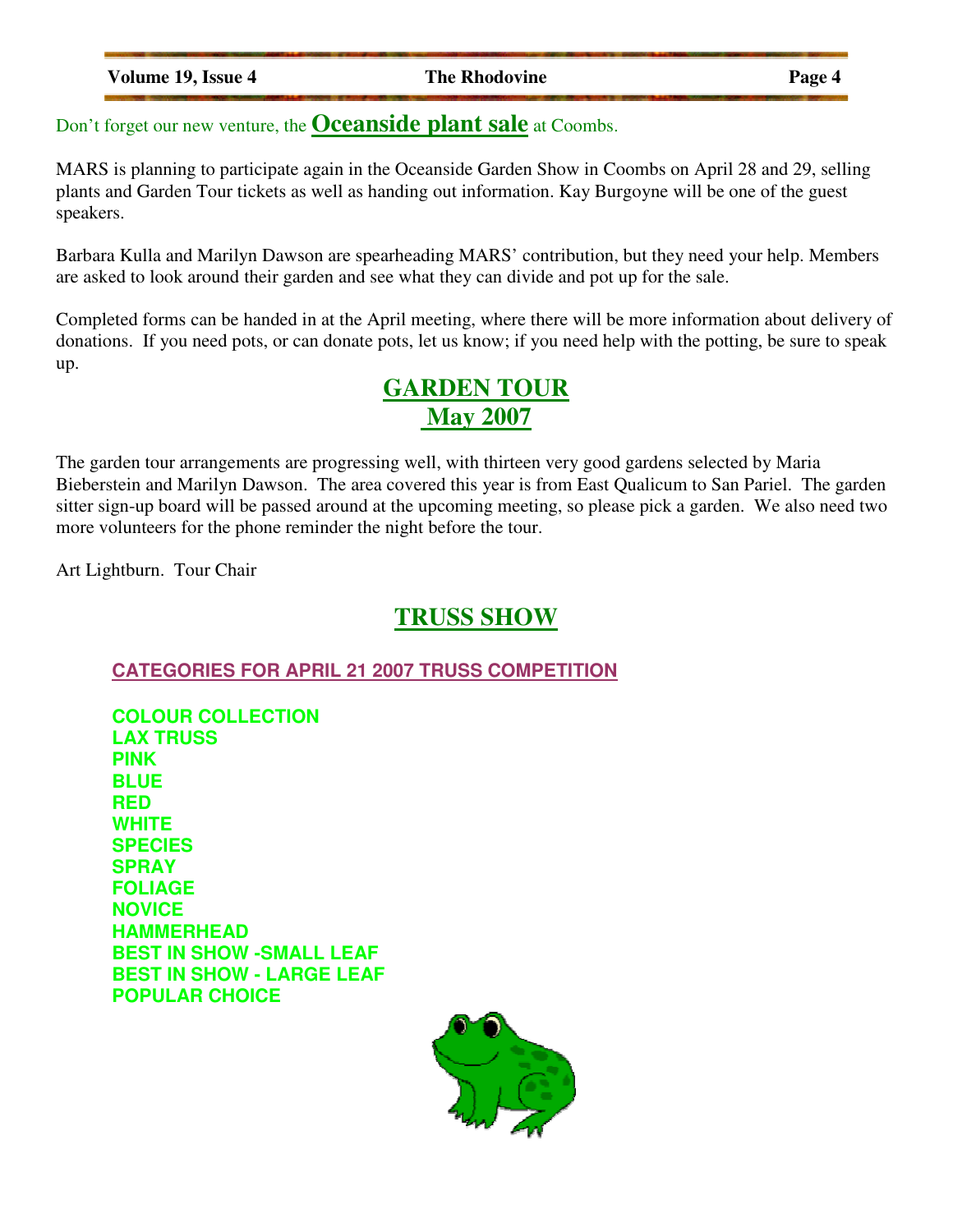Don't forget our new venture, the **Oceanside plant sale** at Coombs.

MARS is planning to participate again in the Oceanside Garden Show in Coombs on April 28 and 29, selling plants and Garden Tour tickets as well as handing out information. Kay Burgoyne will be one of the guest speakers.

Barbara Kulla and Marilyn Dawson are spearheading MARS' contribution, but they need your help. Members are asked to look around their garden and see what they can divide and pot up for the sale.

Completed forms can be handed in at the April meeting, where there will be more information about delivery of donations. If you need pots, or can donate pots, let us know; if you need help with the potting, be sure to speak up.

## GARDEN TOUR
## May 2007

The garden tour arrangements are progressing well, with thirteen very good gardens selected by Maria Bieberstein and Marilyn Dawson. The area covered this year is from East Qualicum to San Pariel. The garden sitter sign-up board will be passed around at the upcoming meeting, so please pick a garden. We also need two more volunteers for the phone reminder the night before the tour.

Art Lightburn. Tour Chair

## TRUSS SHOW

### CATEGORIES FOR APRIL 21 2007 TRUSS COMPETITION

**COLOUR COLLECTION**
**LAX TRUSS**
**PINK**
**BLUE**
**RED**
**WHITE**
**SPECIES**
**SPRAY**
**FOLIAGE**
**NOVICE**
**HAMMERHEAD**
**BEST IN SHOW -SMALL LEAF**
**BEST IN SHOW - LARGE LEAF**
**POPULAR CHOICE**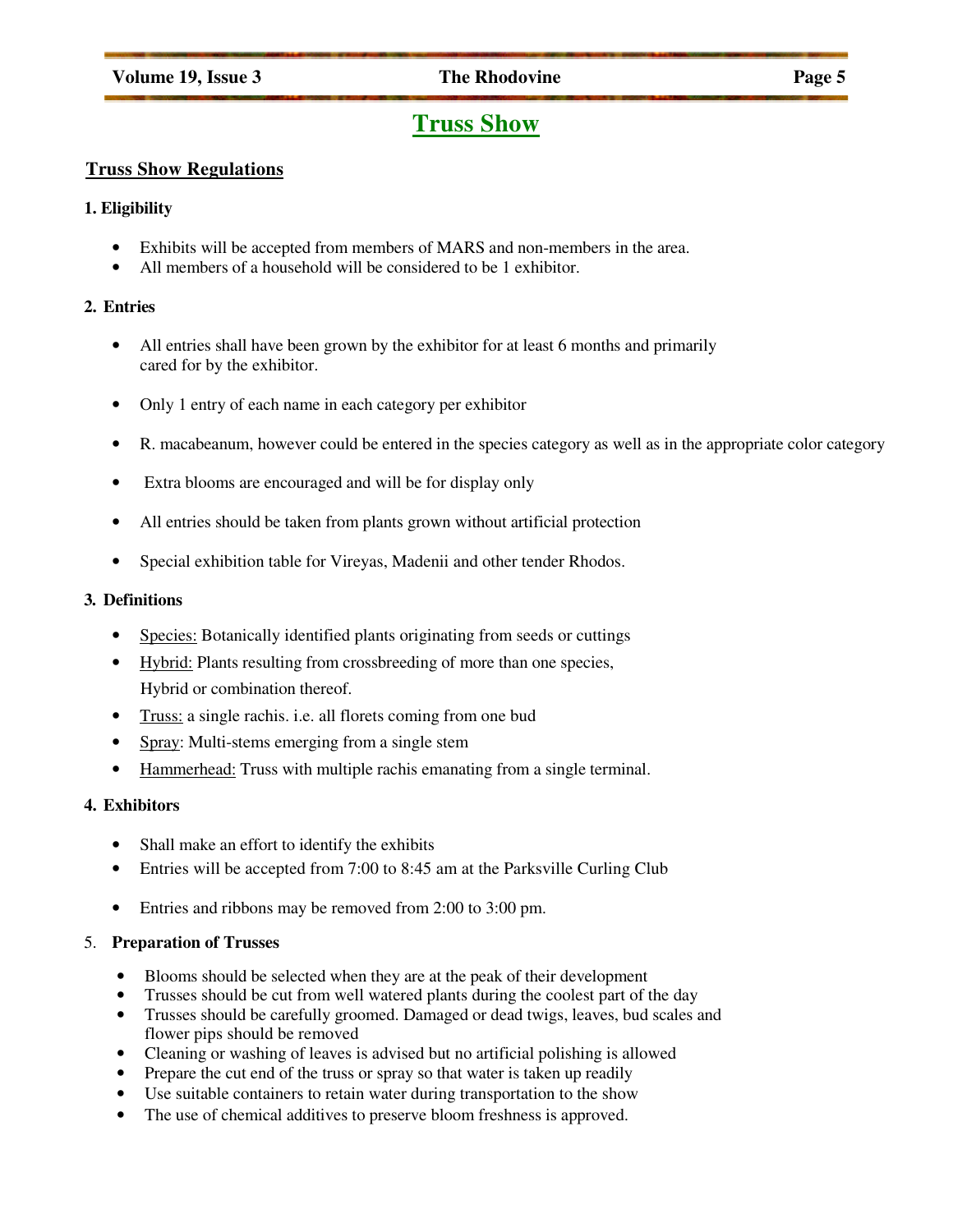# Truss Show

## Truss Show Regulations

### 1. Eligibility

- Exhibits will be accepted from members of MARS and non-members in the area.
- All members of a household will be considered to be 1 exhibitor.

### 2. Entries

- All entries shall have been grown by the exhibitor for at least 6 months and primarily cared for by the exhibitor.
- Only 1 entry of each name in each category per exhibitor
- R. macabeanum, however could be entered in the species category as well as in the appropriate color category
- Extra blooms are encouraged and will be for display only
- All entries should be taken from plants grown without artificial protection
- Special exhibition table for Vireyas, Madenii and other tender Rhodos.

### 3. Definitions

- Species: Botanically identified plants originating from seeds or cuttings
- Hybrid: Plants resulting from crossbreeding of more than one species, Hybrid or combination thereof.
- Truss: a single rachis. i.e. all florets coming from one bud
- Spray: Multi-stems emerging from a single stem
- Hammerhead: Truss with multiple rachis emanating from a single terminal.

### 4. Exhibitors

- Shall make an effort to identify the exhibits
- Entries will be accepted from 7:00 to 8:45 am at the Parksville Curling Club
- Entries and ribbons may be removed from 2:00 to 3:00 pm.

### 5. Preparation of Trusses

- Blooms should be selected when they are at the peak of their development
- Trusses should be cut from well watered plants during the coolest part of the day
- Trusses should be carefully groomed. Damaged or dead twigs, leaves, bud scales and flower pips should be removed
- Cleaning or washing of leaves is advised but no artificial polishing is allowed
- Prepare the cut end of the truss or spray so that water is taken up readily
- Use suitable containers to retain water during transportation to the show
- The use of chemical additives to preserve bloom freshness is approved.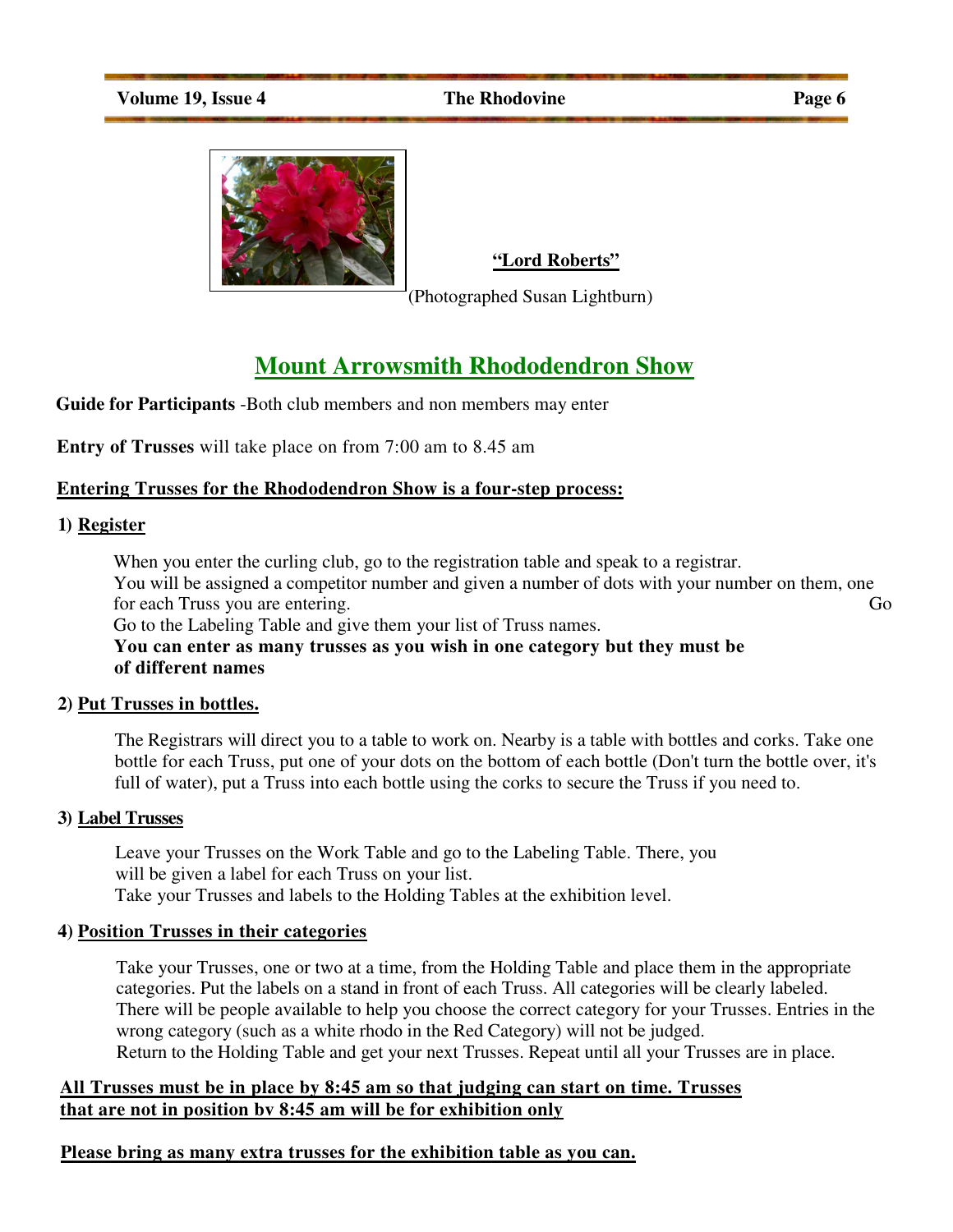**"Lord Roberts"**

(Photographed Susan Lightburn)

# Mount Arrowsmith Rhododendron Show

**Guide for Participants** -Both club members and non members may enter

**Entry of Trusses** will take place on from 7:00 am to 8.45 am

**Entering Trusses for the Rhododendron Show is a four-step process:**

**1) Register**

When you enter the curling club, go to the registration table and speak to a registrar.
You will be assigned a competitor number and given a number of dots with your number on them, one for each Truss you are entering. Go
Go to the Labeling Table and give them your list of Truss names.
**You can enter as many trusses as you wish in one category but they must be of different names**

**2) Put Trusses in bottles.**

The Registrars will direct you to a table to work on. Nearby is a table with bottles and corks. Take one bottle for each Truss, put one of your dots on the bottom of each bottle (Don't turn the bottle over, it's full of water), put a Truss into each bottle using the corks to secure the Truss if you need to.

**3) Label Trusses**

Leave your Trusses on the Work Table and go to the Labeling Table. There, you will be given a label for each Truss on your list.
Take your Trusses and labels to the Holding Tables at the exhibition level.

**4) Position Trusses in their categories**

Take your Trusses, one or two at a time, from the Holding Table and place them in the appropriate categories. Put the labels on a stand in front of each Truss. All categories will be clearly labeled. There will be people available to help you choose the correct category for your Trusses. Entries in the wrong category (such as a white rhodo in the Red Category) will not be judged.
Return to the Holding Table and get your next Trusses. Repeat until all your Trusses are in place.

**All Trusses must be in place by 8:45 am so that judging can start on time. Trusses that are not in position by 8:45 am will be for exhibition only**

**Please bring as many extra trusses for the exhibition table as you can.**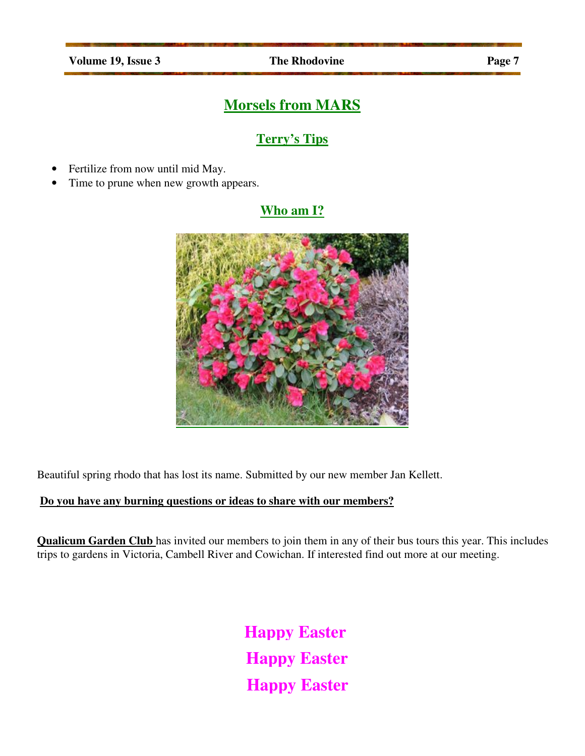# Morsels from MARS

## Terry's Tips

- Fertilize from now until mid May.
- Time to prune when new growth appears.

## Who am I?

Beautiful spring rhodo that has lost its name. Submitted by our new member Jan Kellett.

**Do you have any burning questions or ideas to share with our members?**

**Qualicum Garden Club** has invited our members to join them in any of their bus tours this year. This includes trips to gardens in Victoria, Cambell River and Cowichan. If interested find out more at our meeting.

**Happy Easter**

**Happy Easter**

**Happy Easter**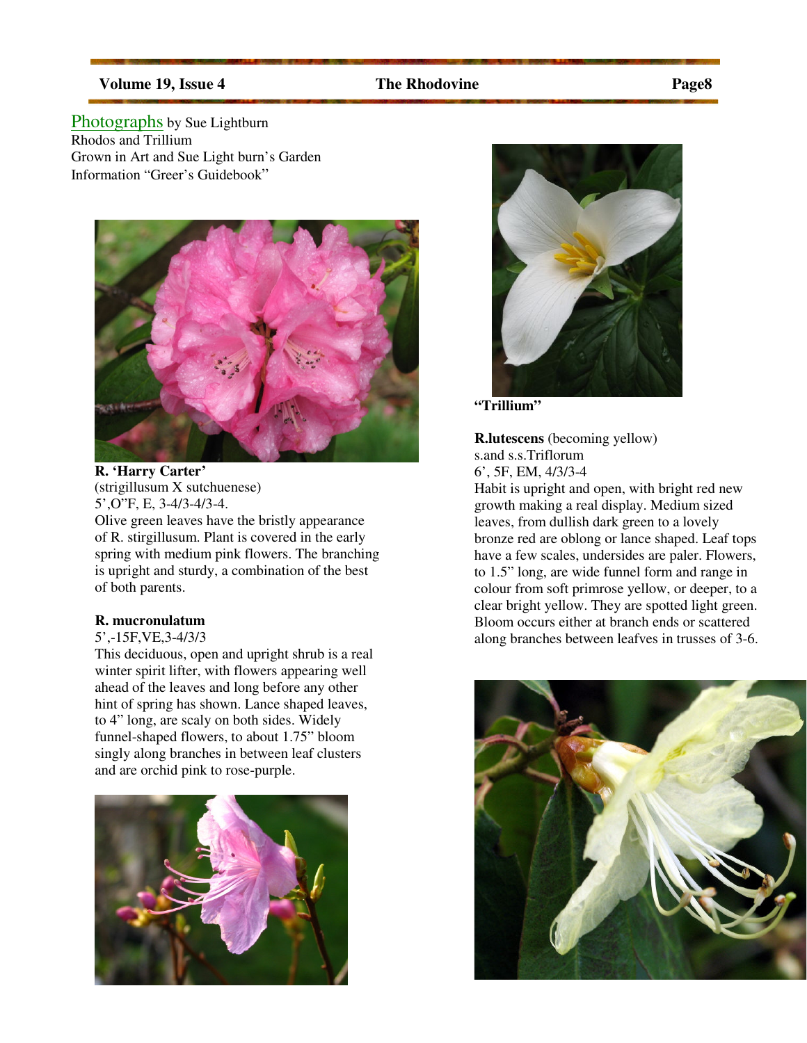Photographs by Sue Lightburn
Rhodos and Trillium
Grown in Art and Sue Light burn's Garden
Information "Greer's Guidebook"

**R. 'Harry Carter'**
(strigillusum X sutchuenese)
5',O"F, E, 3-4/3-4/3-4.
Olive green leaves have the bristly appearance of R. stirgillusum. Plant is covered in the early spring with medium pink flowers. The branching is upright and sturdy, a combination of the best of both parents.

**R. mucronulatum**
5',-15F,VE,3-4/3/3
This deciduous, open and upright shrub is a real winter spirit lifter, with flowers appearing well ahead of the leaves and long before any other hint of spring has shown. Lance shaped leaves, to 4" long, are scaly on both sides. Widely funnel-shaped flowers, to about 1.75" bloom singly along branches in between leaf clusters and are orchid pink to rose-purple.

**"Trillium"**

**R.lutescens** (becoming yellow)
s.and s.s.Triflorum
6', 5F, EM, 4/3/3-4
Habit is upright and open, with bright red new growth making a real display. Medium sized leaves, from dullish dark green to a lovely bronze red are oblong or lance shaped. Leaf tops have a few scales, undersides are paler. Flowers, to 1.5" long, are wide funnel form and range in colour from soft primrose yellow, or deeper, to a clear bright yellow. They are spotted light green. Bloom occurs either at branch ends or scattered along branches between leafves in trusses of 3-6.